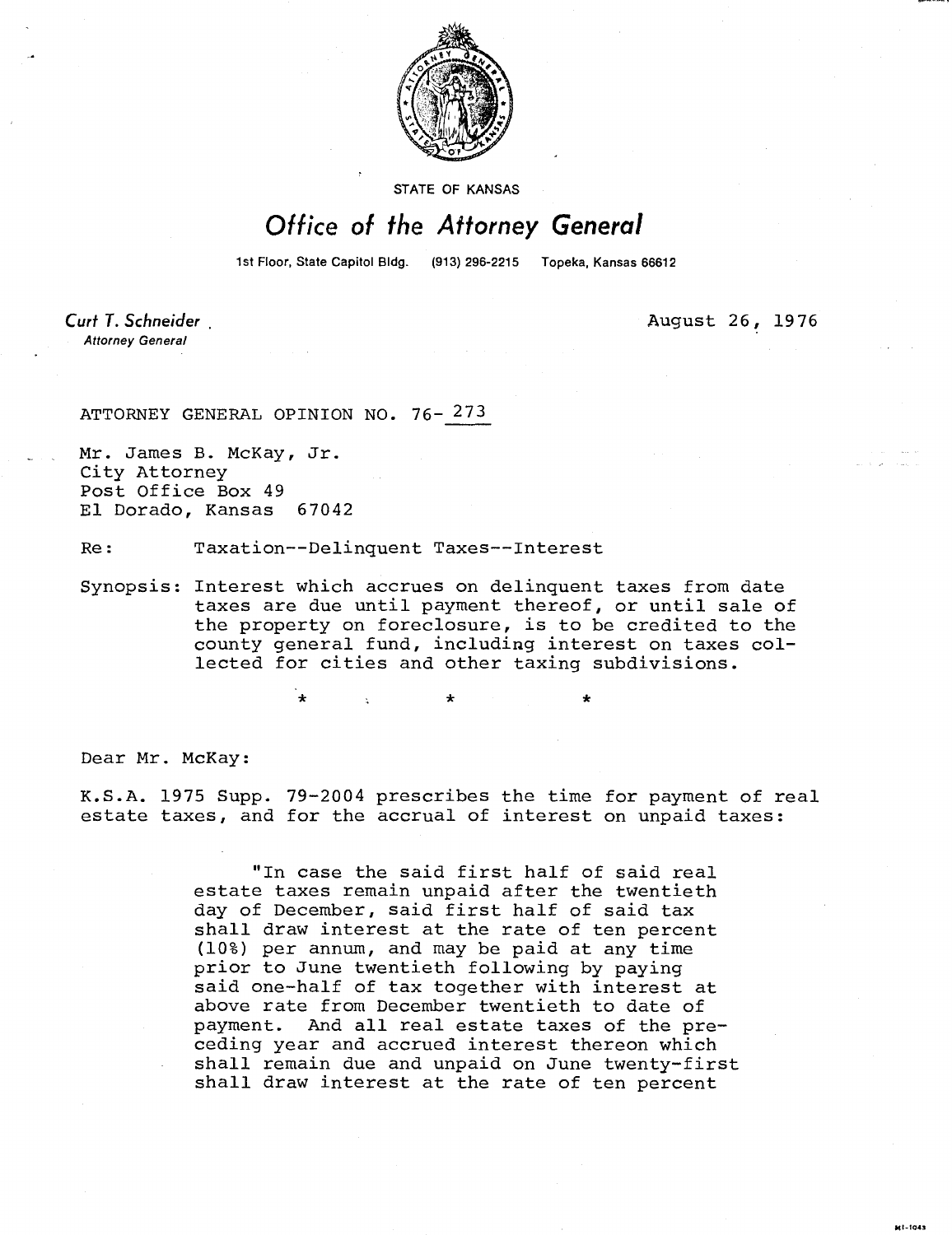STATE OF KANSAS

# *Office of the Attorney General*

1st Floor, State Capitol Bldg. (913) 296-2215 Topeka, Kansas 66612

*Curt T. Schneider*
*Attorney General*

August 26, 1976

ATTORNEY GENERAL OPINION NO. 76-273

Mr. James B. McKay, Jr.
City Attorney
Post Office Box 49
El Dorado, Kansas 67042

Re: Taxation--Delinquent Taxes--Interest

Synopsis: Interest which accrues on delinquent taxes from date taxes are due until payment thereof, or until sale of the property on foreclosure, is to be credited to the county general fund, including interest on taxes collected for cities and other taxing subdivisions.

\* \* \*

Dear Mr. McKay:

K.S.A. 1975 Supp. 79-2004 prescribes the time for payment of real estate taxes, and for the accrual of interest on unpaid taxes:

> "In case the said first half of said real estate taxes remain unpaid after the twentieth day of December, said first half of said tax shall draw interest at the rate of ten percent (10%) per annum, and may be paid at any time prior to June twentieth following by paying said one-half of tax together with interest at above rate from December twentieth to date of payment. And all real estate taxes of the preceding year and accrued interest thereon which shall remain due and unpaid on June twenty-first shall draw interest at the rate of ten percent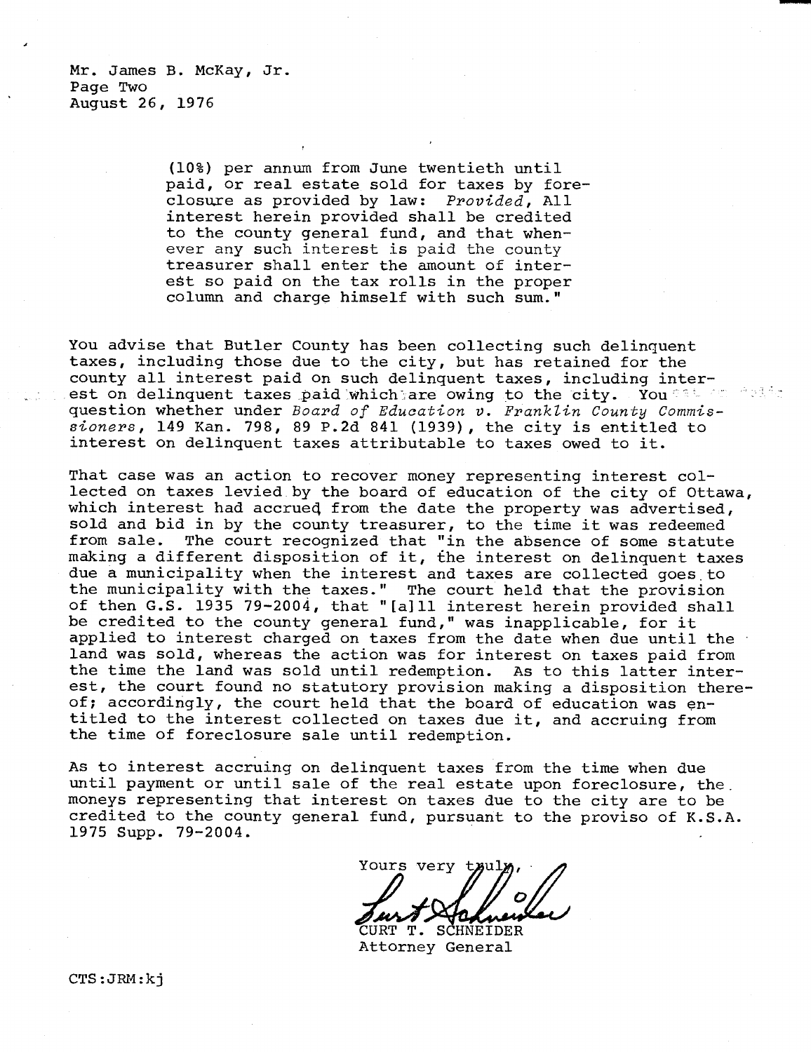Mr. James B. McKay, Jr.
Page Two
August 26, 1976

> (10%) per annum from June twentieth until paid, or real estate sold for taxes by foreclosure as provided by law: *Provided*, All interest herein provided shall be credited to the county general fund, and that whenever any such interest is paid the county treasurer shall enter the amount of interest so paid on the tax rolls in the proper column and charge himself with such sum."

You advise that Butler County has been collecting such delinquent taxes, including those due to the city, but has retained for the county all interest paid on such delinquent taxes, including interest on delinquent taxes paid which are owing to the city. You question whether under *Board of Education v. Franklin County Commissioners*, 149 Kan. 798, 89 P.2d 841 (1939), the city is entitled to interest on delinquent taxes attributable to taxes owed to it.

That case was an action to recover money representing interest collected on taxes levied by the board of education of the city of Ottawa, which interest had accrued from the date the property was advertised, sold and bid in by the county treasurer, to the time it was redeemed from sale. The court recognized that "in the absence of some statute making a different disposition of it, the interest on delinquent taxes due a municipality when the interest and taxes are collected goes to the municipality with the taxes." The court held that the provision of then G.S. 1935 79-2004, that "[a]ll interest herein provided shall be credited to the county general fund," was inapplicable, for it applied to interest charged on taxes from the date when due until the land was sold, whereas the action was for interest on taxes paid from the time the land was sold until redemption. As to this latter interest, the court found no statutory provision making a disposition thereof; accordingly, the court held that the board of education was entitled to the interest collected on taxes due it, and accruing from the time of foreclosure sale until redemption.

As to interest accruing on delinquent taxes from the time when due until payment or until sale of the real estate upon foreclosure, the moneys representing that interest on taxes due to the city are to be credited to the county general fund, pursuant to the proviso of K.S.A. 1975 Supp. 79-2004.

Yours very truly,

CURT T. SCHNEIDER
Attorney General

CTS:JRM:kj